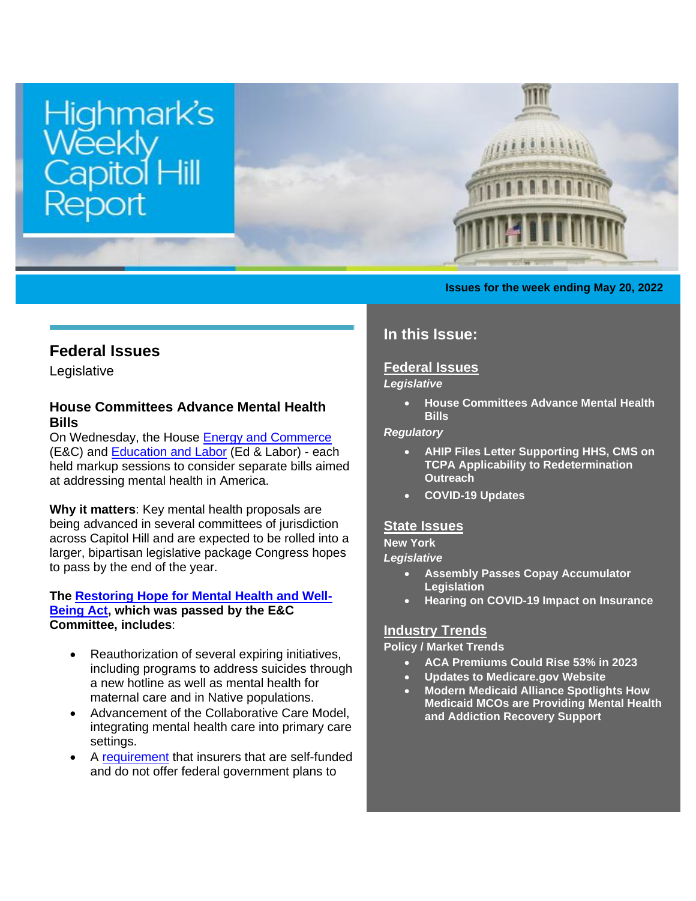# Highmark's Weekly Capitol Hill Report

**Issues for the week ending May 20, 2022**

## In this Issue:

**Federal Issues**

*Legislative*

- **House Committees Advance Mental Health Bills**

*Regulatory*

- **AHIP Files Letter Supporting HHS, CMS on TCPA Applicability to Redetermination Outreach**
- **COVID-19 Updates**

**State Issues**

**New York**

*Legislative*

- **Assembly Passes Copay Accumulator Legislation**
- **Hearing on COVID-19 Impact on Insurance**

**Industry Trends**

**Policy / Market Trends**

- **ACA Premiums Could Rise 53% in 2023**
- **Updates to Medicare.gov Website**
- **Modern Medicaid Alliance Spotlights How Medicaid MCOs are Providing Mental Health and Addiction Recovery Support**

## Federal Issues

Legislative

### House Committees Advance Mental Health Bills

On Wednesday, the House Energy and Commerce (E&C) and Education and Labor (Ed & Labor) - each held markup sessions to consider separate bills aimed at addressing mental health in America.

**Why it matters**: Key mental health proposals are being advanced in several committees of jurisdiction across Capitol Hill and are expected to be rolled into a larger, bipartisan legislative package Congress hopes to pass by the end of the year.

**The Restoring Hope for Mental Health and Well-Being Act, which was passed by the E&C Committee, includes**:

- Reauthorization of several expiring initiatives, including programs to address suicides through a new hotline as well as mental health for maternal care and in Native populations.
- Advancement of the Collaborative Care Model, integrating mental health care into primary care settings.
- A requirement that insurers that are self-funded and do not offer federal government plans to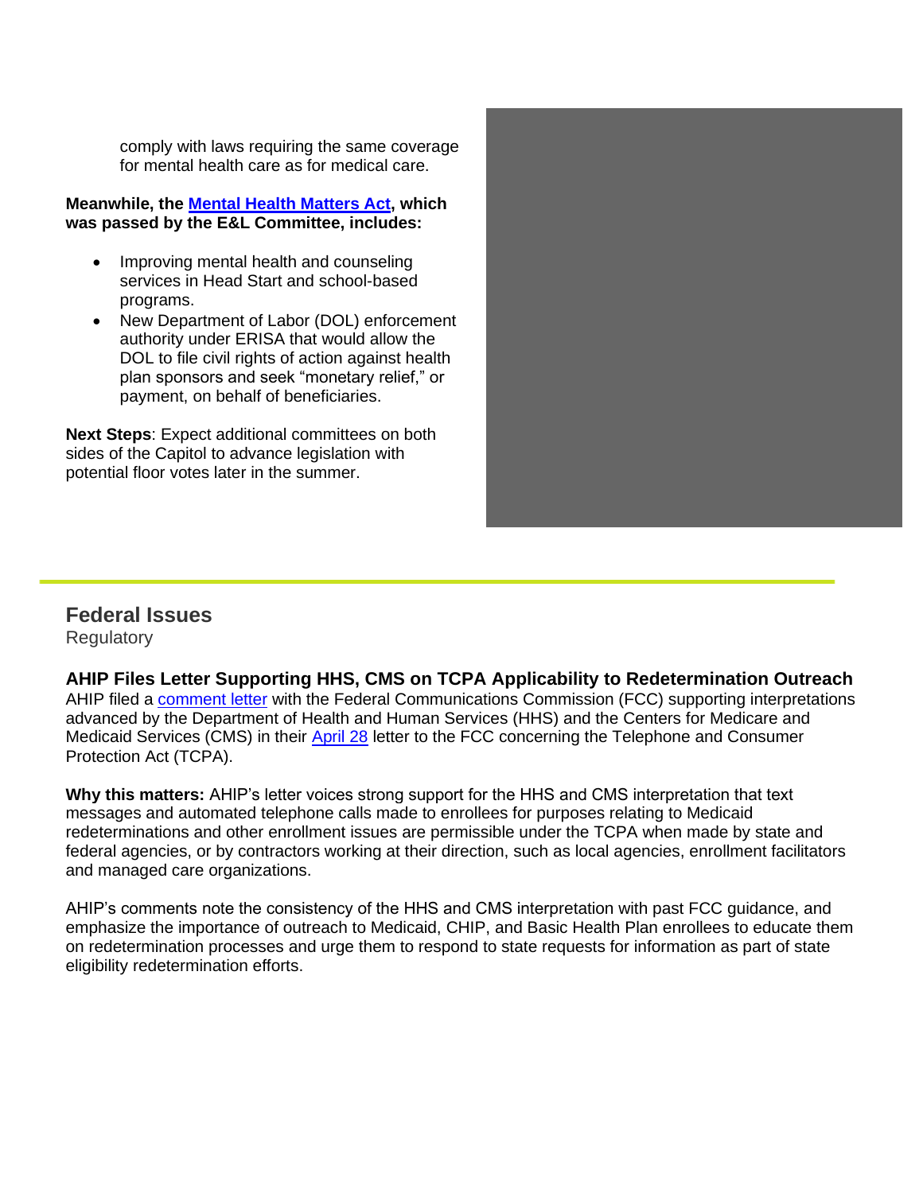comply with laws requiring the same coverage for mental health care as for medical care.

**Meanwhile, the Mental Health Matters Act, which was passed by the E&L Committee, includes:**

- Improving mental health and counseling services in Head Start and school-based programs.
- New Department of Labor (DOL) enforcement authority under ERISA that would allow the DOL to file civil rights of action against health plan sponsors and seek "monetary relief," or payment, on behalf of beneficiaries.

**Next Steps**: Expect additional committees on both sides of the Capitol to advance legislation with potential floor votes later in the summer.

## Federal Issues

Regulatory

### AHIP Files Letter Supporting HHS, CMS on TCPA Applicability to Redetermination Outreach

AHIP filed a comment letter with the Federal Communications Commission (FCC) supporting interpretations advanced by the Department of Health and Human Services (HHS) and the Centers for Medicare and Medicaid Services (CMS) in their April 28 letter to the FCC concerning the Telephone and Consumer Protection Act (TCPA).

**Why this matters:** AHIP's letter voices strong support for the HHS and CMS interpretation that text messages and automated telephone calls made to enrollees for purposes relating to Medicaid redeterminations and other enrollment issues are permissible under the TCPA when made by state and federal agencies, or by contractors working at their direction, such as local agencies, enrollment facilitators and managed care organizations.

AHIP's comments note the consistency of the HHS and CMS interpretation with past FCC guidance, and emphasize the importance of outreach to Medicaid, CHIP, and Basic Health Plan enrollees to educate them on redetermination processes and urge them to respond to state requests for information as part of state eligibility redetermination efforts.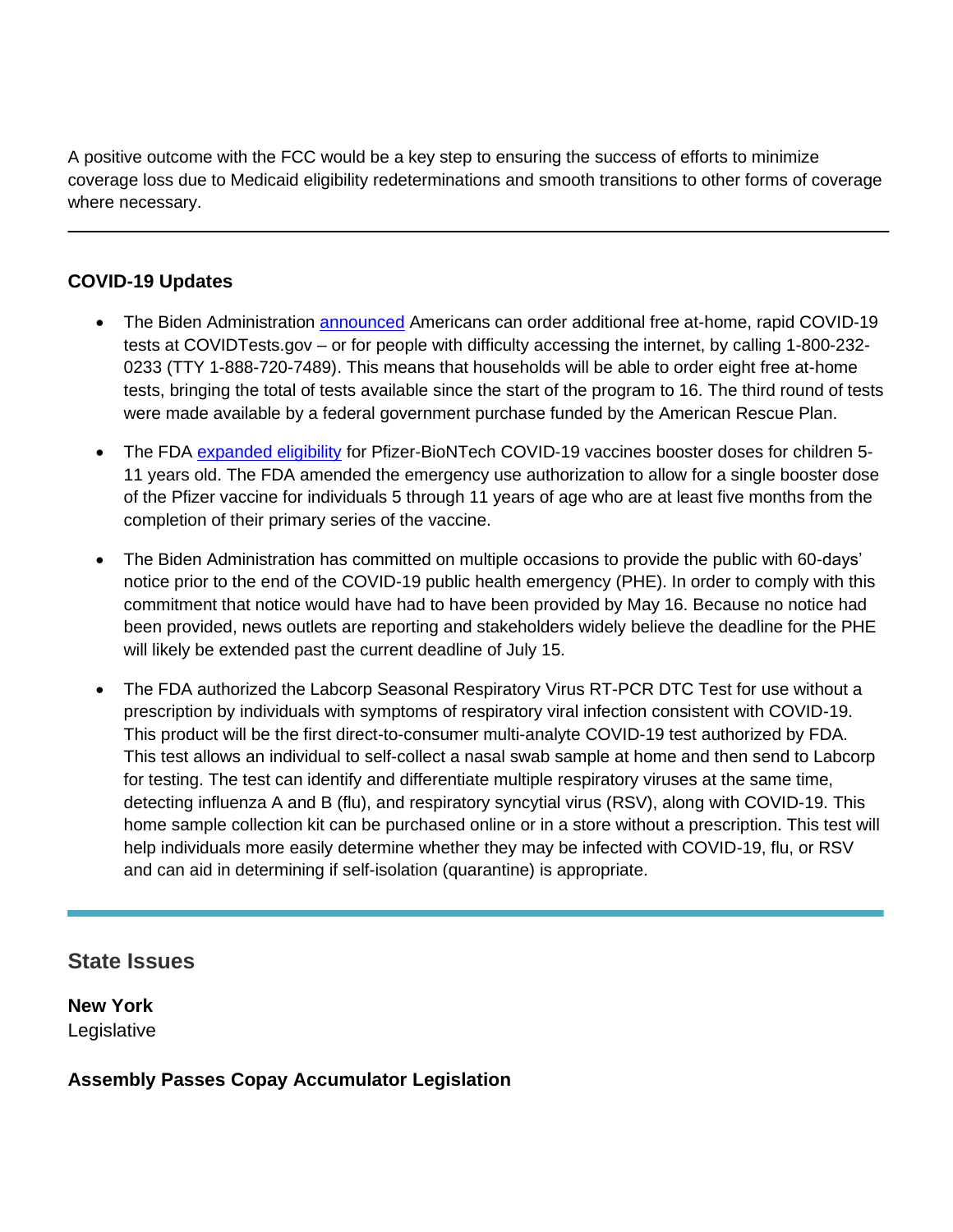A positive outcome with the FCC would be a key step to ensuring the success of efforts to minimize coverage loss due to Medicaid eligibility redeterminations and smooth transitions to other forms of coverage where necessary.

---

**COVID-19 Updates**

- The Biden Administration announced Americans can order additional free at-home, rapid COVID-19 tests at COVIDTests.gov – or for people with difficulty accessing the internet, by calling 1-800-232-0233 (TTY 1-888-720-7489). This means that households will be able to order eight free at-home tests, bringing the total of tests available since the start of the program to 16. The third round of tests were made available by a federal government purchase funded by the American Rescue Plan.
- The FDA expanded eligibility for Pfizer-BioNTech COVID-19 vaccines booster doses for children 5-11 years old. The FDA amended the emergency use authorization to allow for a single booster dose of the Pfizer vaccine for individuals 5 through 11 years of age who are at least five months from the completion of their primary series of the vaccine.
- The Biden Administration has committed on multiple occasions to provide the public with 60-days' notice prior to the end of the COVID-19 public health emergency (PHE). In order to comply with this commitment that notice would have had to have been provided by May 16. Because no notice had been provided, news outlets are reporting and stakeholders widely believe the deadline for the PHE will likely be extended past the current deadline of July 15.
- The FDA authorized the Labcorp Seasonal Respiratory Virus RT-PCR DTC Test for use without a prescription by individuals with symptoms of respiratory viral infection consistent with COVID-19. This product will be the first direct-to-consumer multi-analyte COVID-19 test authorized by FDA. This test allows an individual to self-collect a nasal swab sample at home and then send to Labcorp for testing. The test can identify and differentiate multiple respiratory viruses at the same time, detecting influenza A and B (flu), and respiratory syncytial virus (RSV), along with COVID-19. This home sample collection kit can be purchased online or in a store without a prescription. This test will help individuals more easily determine whether they may be infected with COVID-19, flu, or RSV and can aid in determining if self-isolation (quarantine) is appropriate.

---

## State Issues

**New York**
Legislative

**Assembly Passes Copay Accumulator Legislation**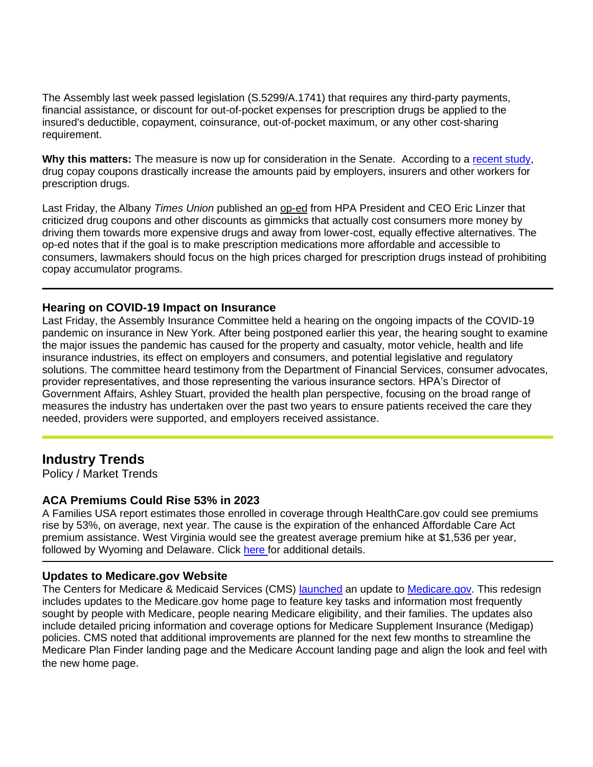The Assembly last week passed legislation (S.5299/A.1741) that requires any third-party payments, financial assistance, or discount for out-of-pocket expenses for prescription drugs be applied to the insured's deductible, copayment, coinsurance, out-of-pocket maximum, or any other cost-sharing requirement.

**Why this matters:** The measure is now up for consideration in the Senate. According to a recent study, drug copay coupons drastically increase the amounts paid by employers, insurers and other workers for prescription drugs.

Last Friday, the Albany *Times Union* published an op-ed from HPA President and CEO Eric Linzer that criticized drug coupons and other discounts as gimmicks that actually cost consumers more money by driving them towards more expensive drugs and away from lower-cost, equally effective alternatives. The op-ed notes that if the goal is to make prescription medications more affordable and accessible to consumers, lawmakers should focus on the high prices charged for prescription drugs instead of prohibiting copay accumulator programs.

---

### Hearing on COVID-19 Impact on Insurance

Last Friday, the Assembly Insurance Committee held a hearing on the ongoing impacts of the COVID-19 pandemic on insurance in New York. After being postponed earlier this year, the hearing sought to examine the major issues the pandemic has caused for the property and casualty, motor vehicle, health and life insurance industries, its effect on employers and consumers, and potential legislative and regulatory solutions. The committee heard testimony from the Department of Financial Services, consumer advocates, provider representatives, and those representing the various insurance sectors. HPA's Director of Government Affairs, Ashley Stuart, provided the health plan perspective, focusing on the broad range of measures the industry has undertaken over the past two years to ensure patients received the care they needed, providers were supported, and employers received assistance.

---

## Industry Trends

Policy / Market Trends

### ACA Premiums Could Rise 53% in 2023

A Families USA report estimates those enrolled in coverage through HealthCare.gov could see premiums rise by 53%, on average, next year. The cause is the expiration of the enhanced Affordable Care Act premium assistance. West Virginia would see the greatest average premium hike at $1,536 per year, followed by Wyoming and Delaware. Click here for additional details.

---

### Updates to Medicare.gov Website

The Centers for Medicare & Medicaid Services (CMS) launched an update to Medicare.gov. This redesign includes updates to the Medicare.gov home page to feature key tasks and information most frequently sought by people with Medicare, people nearing Medicare eligibility, and their families. The updates also include detailed pricing information and coverage options for Medicare Supplement Insurance (Medigap) policies. CMS noted that additional improvements are planned for the next few months to streamline the Medicare Plan Finder landing page and the Medicare Account landing page and align the look and feel with the new home page.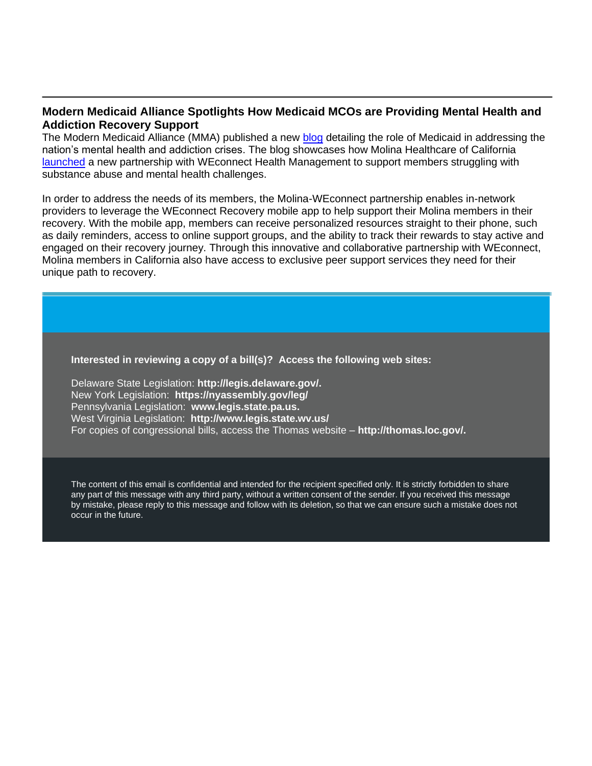## Modern Medicaid Alliance Spotlights How Medicaid MCOs are Providing Mental Health and Addiction Recovery Support

The Modern Medicaid Alliance (MMA) published a new blog detailing the role of Medicaid in addressing the nation's mental health and addiction crises. The blog showcases how Molina Healthcare of California launched a new partnership with WEconnect Health Management to support members struggling with substance abuse and mental health challenges.

In order to address the needs of its members, the Molina-WEconnect partnership enables in-network providers to leverage the WEconnect Recovery mobile app to help support their Molina members in their recovery. With the mobile app, members can receive personalized resources straight to their phone, such as daily reminders, access to online support groups, and the ability to track their rewards to stay active and engaged on their recovery journey. Through this innovative and collaborative partnership with WEconnect, Molina members in California also have access to exclusive peer support services they need for their unique path to recovery.

**Interested in reviewing a copy of a bill(s)? Access the following web sites:**

Delaware State Legislation: **http://legis.delaware.gov/.**
New York Legislation: **https://nyassembly.gov/leg/**
Pennsylvania Legislation: **www.legis.state.pa.us.**
West Virginia Legislation: **http://www.legis.state.wv.us/**
For copies of congressional bills, access the Thomas website – **http://thomas.loc.gov/.**

The content of this email is confidential and intended for the recipient specified only. It is strictly forbidden to share any part of this message with any third party, without a written consent of the sender. If you received this message by mistake, please reply to this message and follow with its deletion, so that we can ensure such a mistake does not occur in the future.